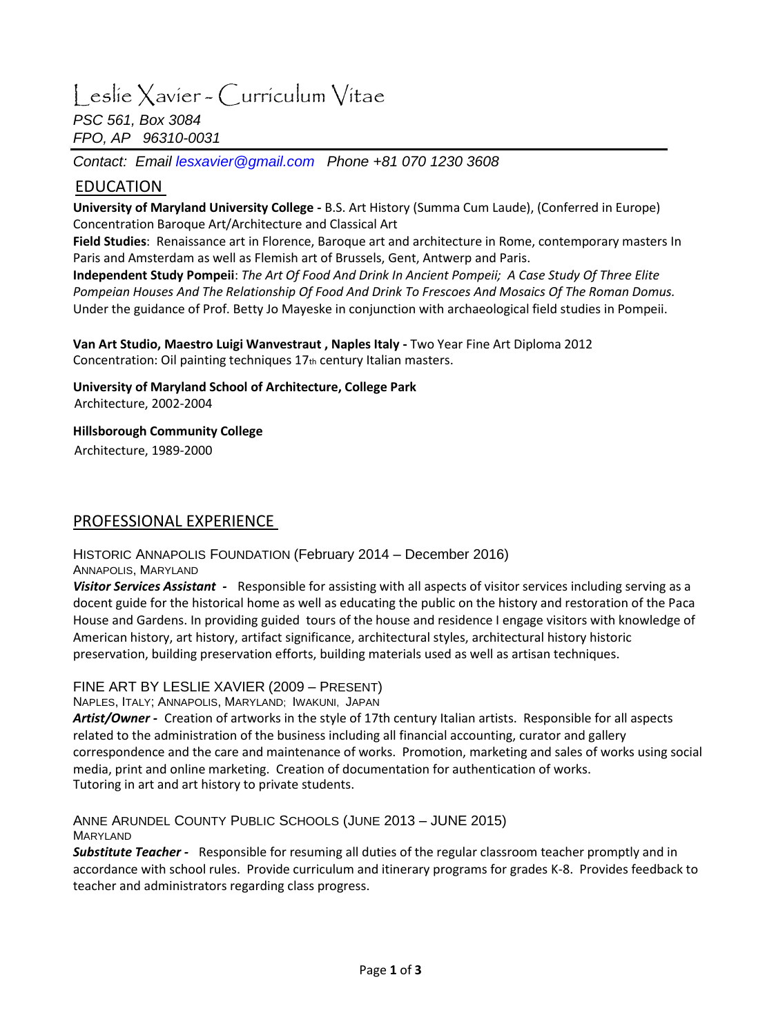# Leslie Xavier - Curriculum Vitae

*PSC 561, Box 3084*
*FPO, AP 96310-0031*

*Contact: Email lesxavier@gmail.com Phone +81 070 1230 3608*

## EDUCATION

**University of Maryland University College -** B.S. Art History (Summa Cum Laude), (Conferred in Europe)
Concentration Baroque Art/Architecture and Classical Art

**Field Studies**: Renaissance art in Florence, Baroque art and architecture in Rome, contemporary masters In Paris and Amsterdam as well as Flemish art of Brussels, Gent, Antwerp and Paris.

**Independent Study Pompeii**: *The Art Of Food And Drink In Ancient Pompeii; A Case Study Of Three Elite Pompeian Houses And The Relationship Of Food And Drink To Frescoes And Mosaics Of The Roman Domus.* Under the guidance of Prof. Betty Jo Mayeske in conjunction with archaeological field studies in Pompeii.

**Van Art Studio, Maestro Luigi Wanvestraut , Naples Italy -** Two Year Fine Art Diploma 2012
Concentration: Oil painting techniques 17th century Italian masters.

**University of Maryland School of Architecture, College Park**
Architecture, 2002-2004

**Hillsborough Community College**
Architecture, 1989-2000

## PROFESSIONAL EXPERIENCE

### HISTORIC ANNAPOLIS FOUNDATION (February 2014 – December 2016)

ANNAPOLIS, MARYLAND

***Visitor Services Assistant -*** Responsible for assisting with all aspects of visitor services including serving as a docent guide for the historical home as well as educating the public on the history and restoration of the Paca House and Gardens. In providing guided tours of the house and residence I engage visitors with knowledge of American history, art history, artifact significance, architectural styles, architectural history historic preservation, building preservation efforts, building materials used as well as artisan techniques.

### FINE ART BY LESLIE XAVIER (2009 – PRESENT)

NAPLES, ITALY; ANNAPOLIS, MARYLAND; IWAKUNI, JAPAN

***Artist/Owner -*** Creation of artworks in the style of 17th century Italian artists. Responsible for all aspects related to the administration of the business including all financial accounting, curator and gallery correspondence and the care and maintenance of works. Promotion, marketing and sales of works using social media, print and online marketing. Creation of documentation for authentication of works.
Tutoring in art and art history to private students.

### ANNE ARUNDEL COUNTY PUBLIC SCHOOLS (JUNE 2013 – JUNE 2015)

MARYLAND

***Substitute Teacher -*** Responsible for resuming all duties of the regular classroom teacher promptly and in accordance with school rules. Provide curriculum and itinerary programs for grades K-8. Provides feedback to teacher and administrators regarding class progress.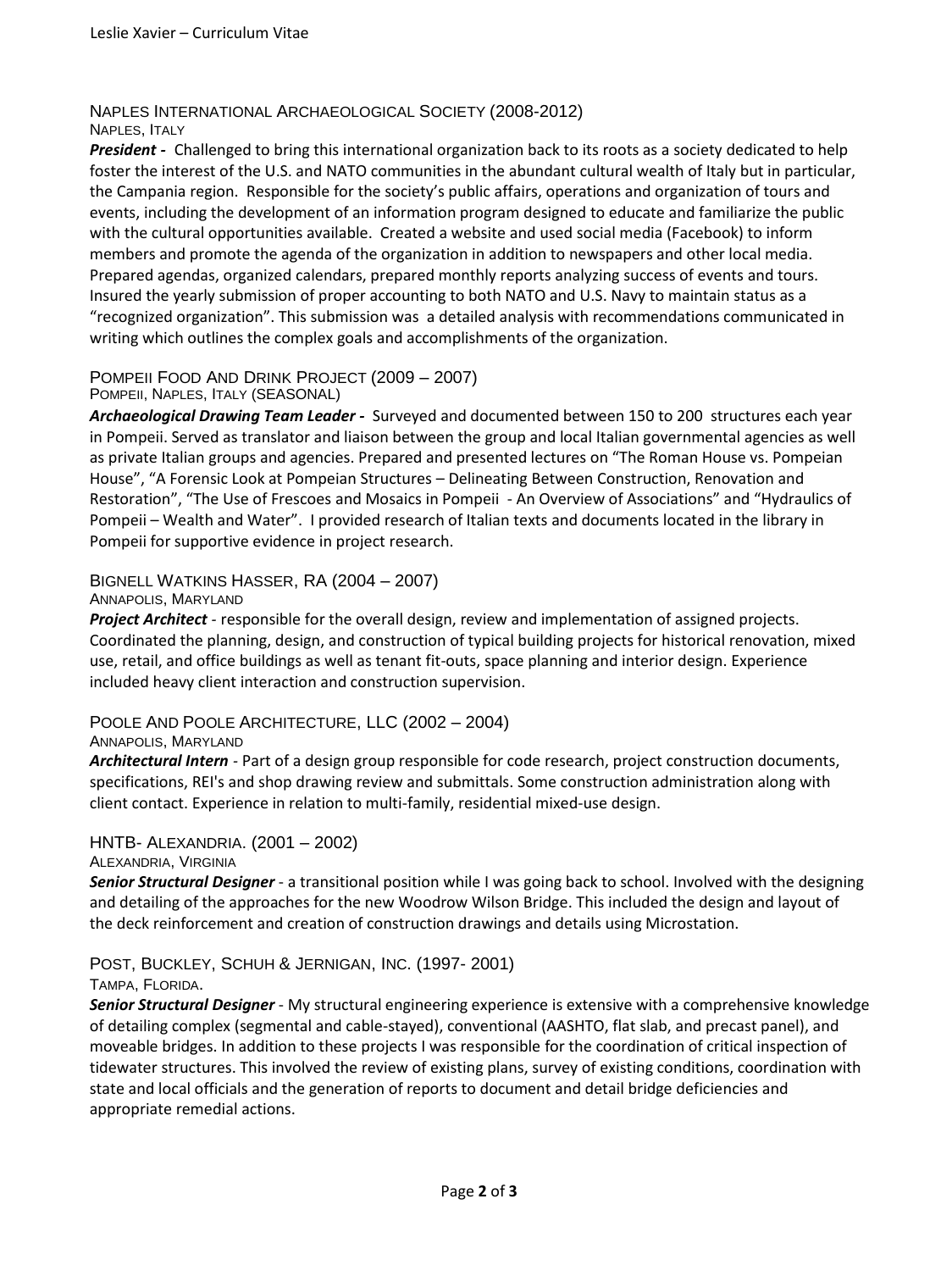### Naples International Archaeological Society (2008-2012)
Naples, Italy

***President -*** Challenged to bring this international organization back to its roots as a society dedicated to help foster the interest of the U.S. and NATO communities in the abundant cultural wealth of Italy but in particular, the Campania region. Responsible for the society's public affairs, operations and organization of tours and events, including the development of an information program designed to educate and familiarize the public with the cultural opportunities available. Created a website and used social media (Facebook) to inform members and promote the agenda of the organization in addition to newspapers and other local media. Prepared agendas, organized calendars, prepared monthly reports analyzing success of events and tours. Insured the yearly submission of proper accounting to both NATO and U.S. Navy to maintain status as a "recognized organization". This submission was a detailed analysis with recommendations communicated in writing which outlines the complex goals and accomplishments of the organization.

### Pompeii Food And Drink Project (2009 – 2007)
Pompeii, Naples, Italy (SEASONAL)

***Archaeological Drawing Team Leader -*** Surveyed and documented between 150 to 200 structures each year in Pompeii. Served as translator and liaison between the group and local Italian governmental agencies as well as private Italian groups and agencies. Prepared and presented lectures on "The Roman House vs. Pompeian House", "A Forensic Look at Pompeian Structures – Delineating Between Construction, Renovation and Restoration", "The Use of Frescoes and Mosaics in Pompeii - An Overview of Associations" and "Hydraulics of Pompeii – Wealth and Water". I provided research of Italian texts and documents located in the library in Pompeii for supportive evidence in project research.

### Bignell Watkins Hasser, RA (2004 – 2007)
Annapolis, Maryland

***Project Architect*** - responsible for the overall design, review and implementation of assigned projects. Coordinated the planning, design, and construction of typical building projects for historical renovation, mixed use, retail, and office buildings as well as tenant fit-outs, space planning and interior design. Experience included heavy client interaction and construction supervision.

### Poole And Poole Architecture, LLC (2002 – 2004)
Annapolis, Maryland

***Architectural Intern*** - Part of a design group responsible for code research, project construction documents, specifications, REI's and shop drawing review and submittals. Some construction administration along with client contact. Experience in relation to multi-family, residential mixed-use design.

### HNTB- Alexandria. (2001 – 2002)
Alexandria, Virginia

***Senior Structural Designer*** - a transitional position while I was going back to school. Involved with the designing and detailing of the approaches for the new Woodrow Wilson Bridge. This included the design and layout of the deck reinforcement and creation of construction drawings and details using Microstation.

### Post, Buckley, Schuh & Jernigan, Inc. (1997- 2001)
Tampa, Florida.

***Senior Structural Designer*** - My structural engineering experience is extensive with a comprehensive knowledge of detailing complex (segmental and cable-stayed), conventional (AASHTO, flat slab, and precast panel), and moveable bridges. In addition to these projects I was responsible for the coordination of critical inspection of tidewater structures. This involved the review of existing plans, survey of existing conditions, coordination with state and local officials and the generation of reports to document and detail bridge deficiencies and appropriate remedial actions.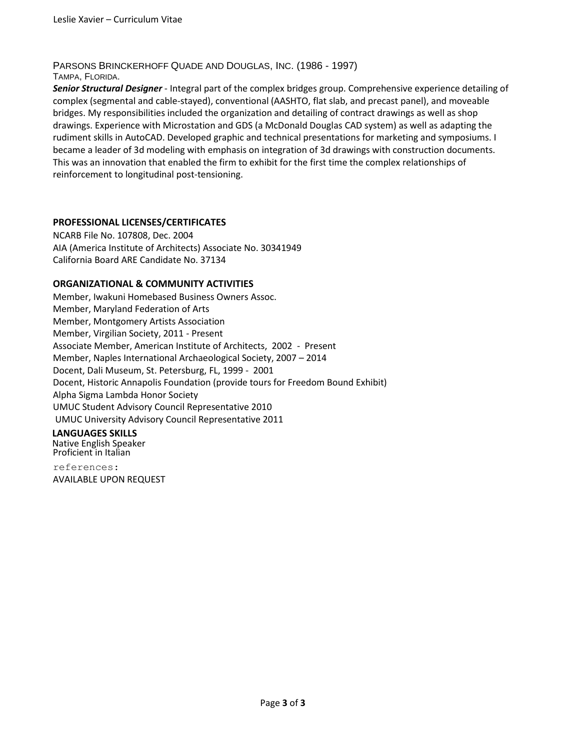PARSONS BRINCKERHOFF QUADE AND DOUGLAS, INC. (1986 - 1997)
TAMPA, FLORIDA.

***Senior Structural Designer*** - Integral part of the complex bridges group. Comprehensive experience detailing of complex (segmental and cable-stayed), conventional (AASHTO, flat slab, and precast panel), and moveable bridges. My responsibilities included the organization and detailing of contract drawings as well as shop drawings. Experience with Microstation and GDS (a McDonald Douglas CAD system) as well as adapting the rudiment skills in AutoCAD. Developed graphic and technical presentations for marketing and symposiums. I became a leader of 3d modeling with emphasis on integration of 3d drawings with construction documents. This was an innovation that enabled the firm to exhibit for the first time the complex relationships of reinforcement to longitudinal post-tensioning.

## PROFESSIONAL LICENSES/CERTIFICATES

NCARB File No. 107808, Dec. 2004
AIA (America Institute of Architects) Associate No. 30341949
California Board ARE Candidate No. 37134

## ORGANIZATIONAL & COMMUNITY ACTIVITIES

Member, Iwakuni Homebased Business Owners Assoc.
Member, Maryland Federation of Arts
Member, Montgomery Artists Association
Member, Virgilian Society, 2011 - Present
Associate Member, American Institute of Architects, 2002 - Present
Member, Naples International Archaeological Society, 2007 – 2014
Docent, Dali Museum, St. Petersburg, FL, 1999 - 2001
Docent, Historic Annapolis Foundation (provide tours for Freedom Bound Exhibit)
Alpha Sigma Lambda Honor Society
UMUC Student Advisory Council Representative 2010
UMUC University Advisory Council Representative 2011

## LANGUAGES SKILLS

Native English Speaker
Proficient in Italian

references:
AVAILABLE UPON REQUEST